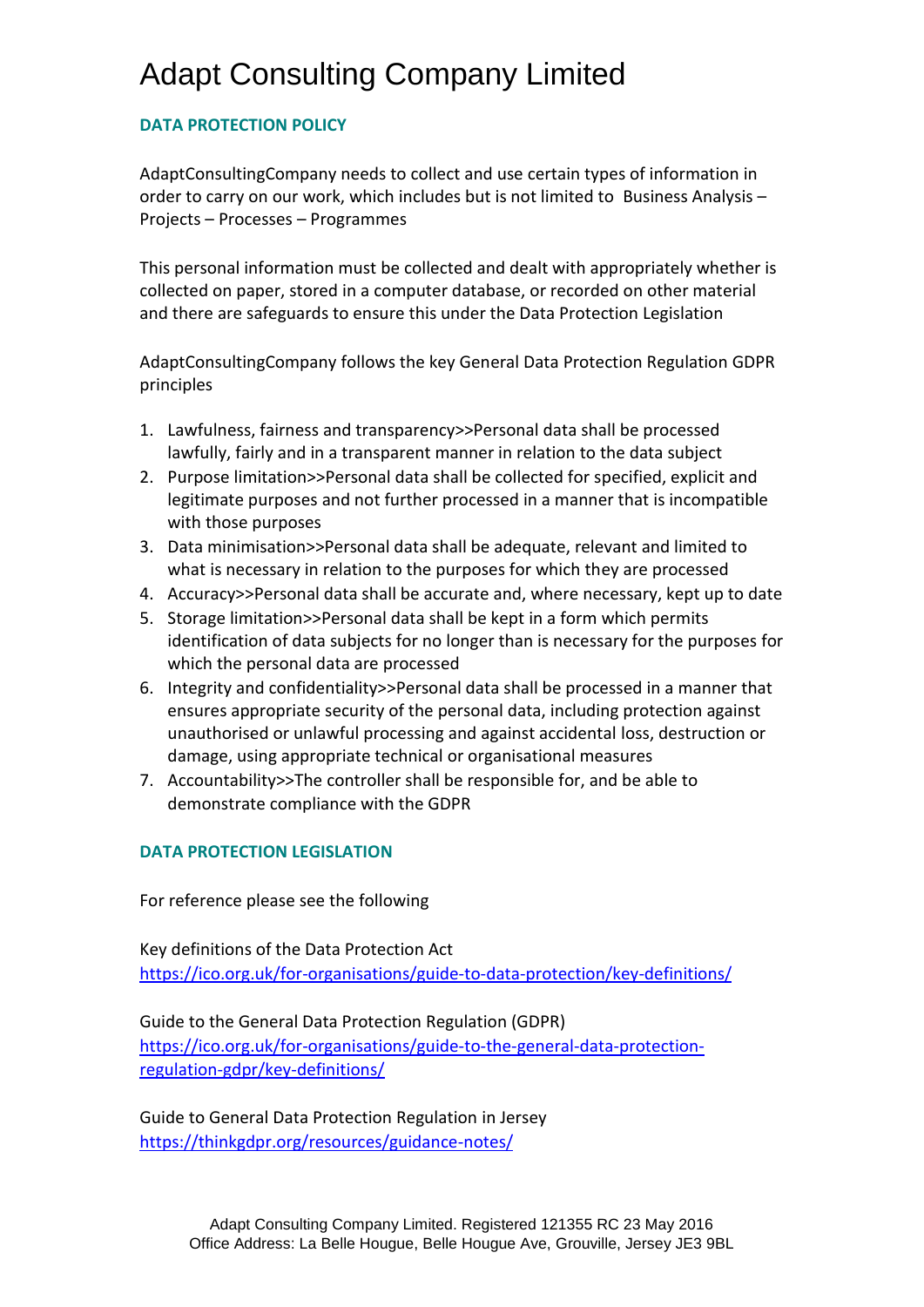# Adapt Consulting Company Limited

## DATA PROTECTION POLICY

AdaptConsultingCompany needs to collect and use certain types of information in order to carry on our work, which includes but is not limited to Business Analysis – Projects – Processes – Programmes

This personal information must be collected and dealt with appropriately whether is collected on paper, stored in a computer database, or recorded on other material and there are safeguards to ensure this under the Data Protection Legislation

AdaptConsultingCompany follows the key General Data Protection Regulation GDPR principles

1. Lawfulness, fairness and transparency>>Personal data shall be processed lawfully, fairly and in a transparent manner in relation to the data subject
2. Purpose limitation>>Personal data shall be collected for specified, explicit and legitimate purposes and not further processed in a manner that is incompatible with those purposes
3. Data minimisation>>Personal data shall be adequate, relevant and limited to what is necessary in relation to the purposes for which they are processed
4. Accuracy>>Personal data shall be accurate and, where necessary, kept up to date
5. Storage limitation>>Personal data shall be kept in a form which permits identification of data subjects for no longer than is necessary for the purposes for which the personal data are processed
6. Integrity and confidentiality>>Personal data shall be processed in a manner that ensures appropriate security of the personal data, including protection against unauthorised or unlawful processing and against accidental loss, destruction or damage, using appropriate technical or organisational measures
7. Accountability>>The controller shall be responsible for, and be able to demonstrate compliance with the GDPR

## DATA PROTECTION LEGISLATION

For reference please see the following

Key definitions of the Data Protection Act
https://ico.org.uk/for-organisations/guide-to-data-protection/key-definitions/

Guide to the General Data Protection Regulation (GDPR)
https://ico.org.uk/for-organisations/guide-to-the-general-data-protection-regulation-gdpr/key-definitions/

Guide to General Data Protection Regulation in Jersey
https://thinkgdpr.org/resources/guidance-notes/

Adapt Consulting Company Limited. Registered 121355 RC 23 May 2016
Office Address: La Belle Hougue, Belle Hougue Ave, Grouville, Jersey JE3 9BL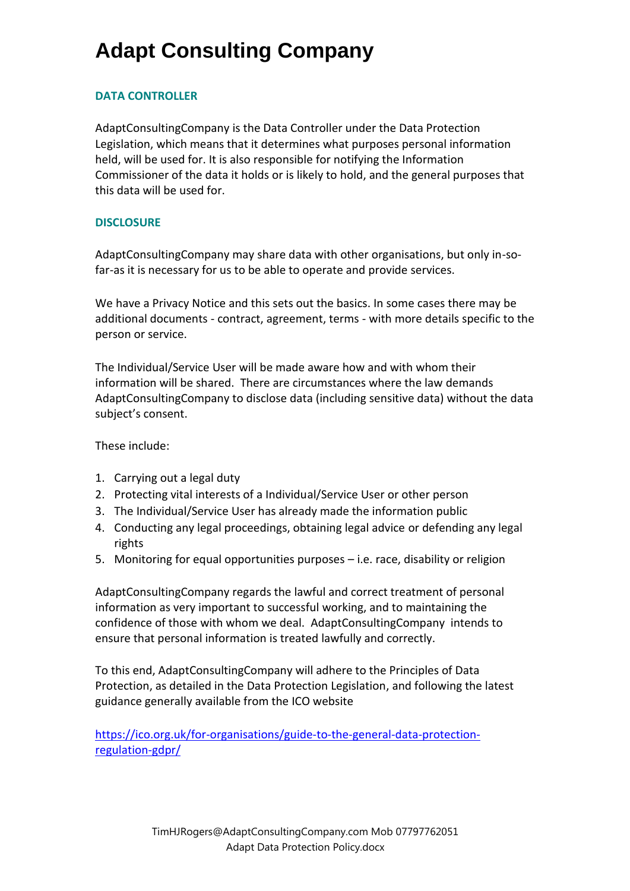# Adapt Consulting Company

### DATA CONTROLLER

AdaptConsultingCompany is the Data Controller under the Data Protection Legislation, which means that it determines what purposes personal information held, will be used for. It is also responsible for notifying the Information Commissioner of the data it holds or is likely to hold, and the general purposes that this data will be used for.

### DISCLOSURE

AdaptConsultingCompany may share data with other organisations, but only in-so-far-as it is necessary for us to be able to operate and provide services.

We have a Privacy Notice and this sets out the basics. In some cases there may be additional documents - contract, agreement, terms - with more details specific to the person or service.

The Individual/Service User will be made aware how and with whom their information will be shared. There are circumstances where the law demands AdaptConsultingCompany to disclose data (including sensitive data) without the data subject's consent.

These include:

1. Carrying out a legal duty
2. Protecting vital interests of a Individual/Service User or other person
3. The Individual/Service User has already made the information public
4. Conducting any legal proceedings, obtaining legal advice or defending any legal rights
5. Monitoring for equal opportunities purposes – i.e. race, disability or religion

AdaptConsultingCompany regards the lawful and correct treatment of personal information as very important to successful working, and to maintaining the confidence of those with whom we deal. AdaptConsultingCompany intends to ensure that personal information is treated lawfully and correctly.

To this end, AdaptConsultingCompany will adhere to the Principles of Data Protection, as detailed in the Data Protection Legislation, and following the latest guidance generally available from the ICO website

https://ico.org.uk/for-organisations/guide-to-the-general-data-protection-regulation-gdpr/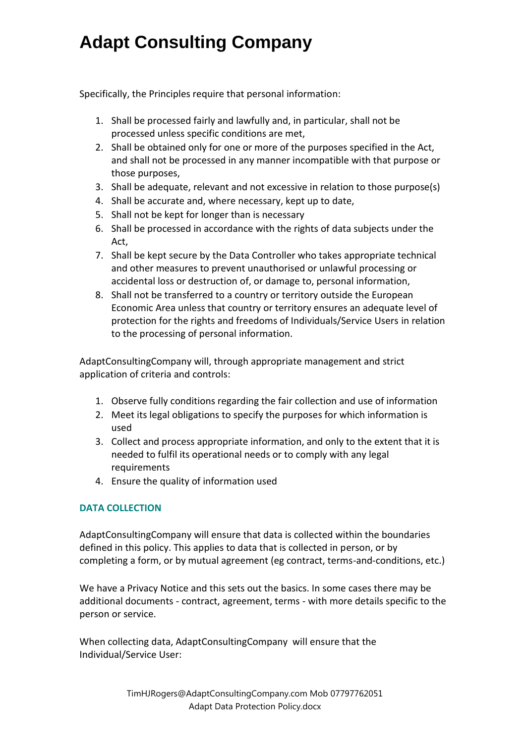Specifically, the Principles require that personal information:

1. Shall be processed fairly and lawfully and, in particular, shall not be processed unless specific conditions are met,
2. Shall be obtained only for one or more of the purposes specified in the Act, and shall not be processed in any manner incompatible with that purpose or those purposes,
3. Shall be adequate, relevant and not excessive in relation to those purpose(s)
4. Shall be accurate and, where necessary, kept up to date,
5. Shall not be kept for longer than is necessary
6. Shall be processed in accordance with the rights of data subjects under the Act,
7. Shall be kept secure by the Data Controller who takes appropriate technical and other measures to prevent unauthorised or unlawful processing or accidental loss or destruction of, or damage to, personal information,
8. Shall not be transferred to a country or territory outside the European Economic Area unless that country or territory ensures an adequate level of protection for the rights and freedoms of Individuals/Service Users in relation to the processing of personal information.

AdaptConsultingCompany will, through appropriate management and strict application of criteria and controls:

1. Observe fully conditions regarding the fair collection and use of information
2. Meet its legal obligations to specify the purposes for which information is used
3. Collect and process appropriate information, and only to the extent that it is needed to fulfil its operational needs or to comply with any legal requirements
4. Ensure the quality of information used

## DATA COLLECTION

AdaptConsultingCompany will ensure that data is collected within the boundaries defined in this policy. This applies to data that is collected in person, or by completing a form, or by mutual agreement (eg contract, terms-and-conditions, etc.)

We have a Privacy Notice and this sets out the basics. In some cases there may be additional documents - contract, agreement, terms - with more details specific to the person or service.

When collecting data, AdaptConsultingCompany will ensure that the Individual/Service User: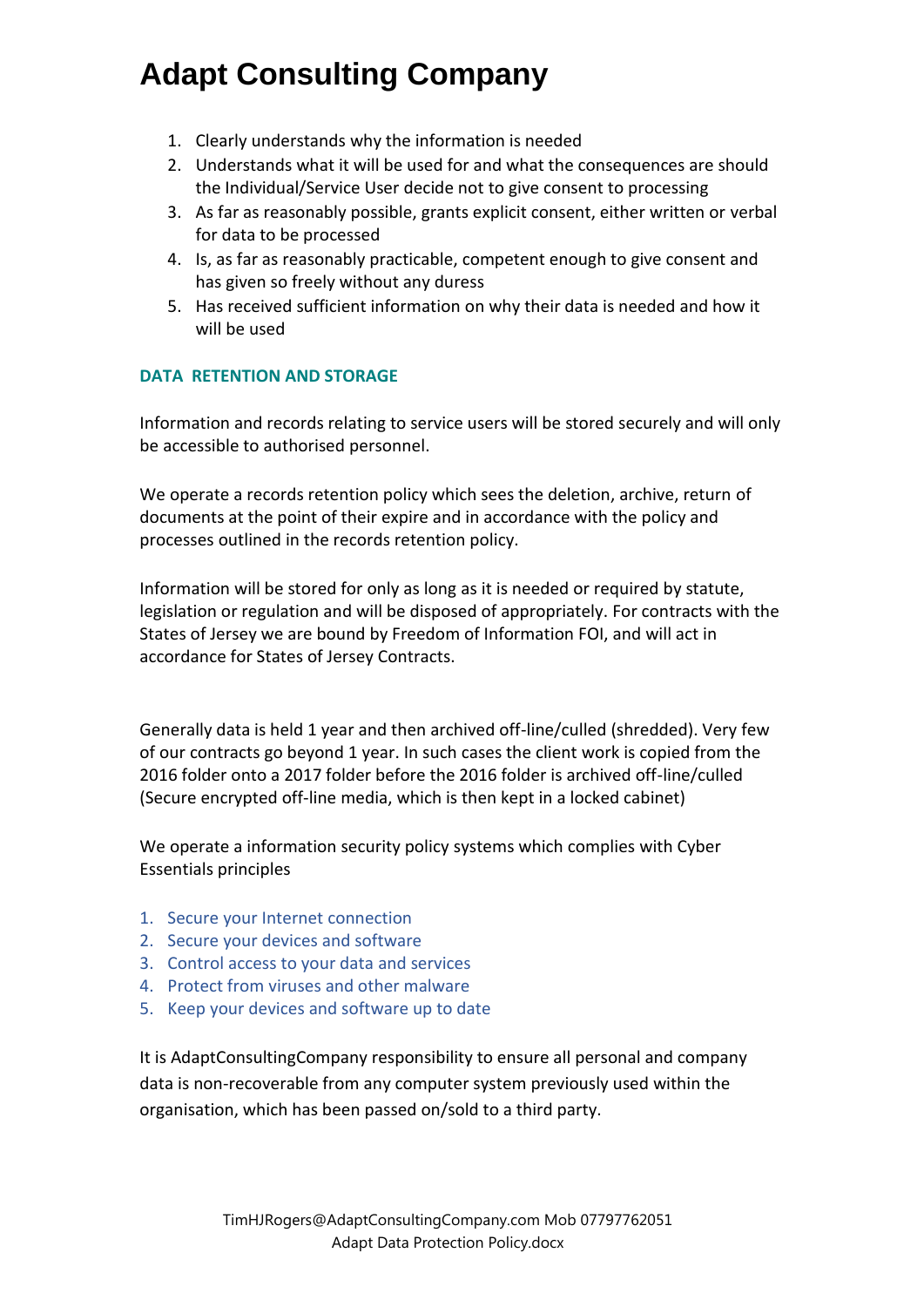1. Clearly understands why the information is needed
2. Understands what it will be used for and what the consequences are should the Individual/Service User decide not to give consent to processing
3. As far as reasonably possible, grants explicit consent, either written or verbal for data to be processed
4. Is, as far as reasonably practicable, competent enough to give consent and has given so freely without any duress
5. Has received sufficient information on why their data is needed and how it will be used

## DATA RETENTION AND STORAGE

Information and records relating to service users will be stored securely and will only be accessible to authorised personnel.

We operate a records retention policy which sees the deletion, archive, return of documents at the point of their expire and in accordance with the policy and processes outlined in the records retention policy.

Information will be stored for only as long as it is needed or required by statute, legislation or regulation and will be disposed of appropriately. For contracts with the States of Jersey we are bound by Freedom of Information FOI, and will act in accordance for States of Jersey Contracts.

Generally data is held 1 year and then archived off-line/culled (shredded). Very few of our contracts go beyond 1 year. In such cases the client work is copied from the 2016 folder onto a 2017 folder before the 2016 folder is archived off-line/culled (Secure encrypted off-line media, which is then kept in a locked cabinet)

We operate a information security policy systems which complies with Cyber Essentials principles

1. Secure your Internet connection
2. Secure your devices and software
3. Control access to your data and services
4. Protect from viruses and other malware
5. Keep your devices and software up to date

It is AdaptConsultingCompany responsibility to ensure all personal and company data is non-recoverable from any computer system previously used within the organisation, which has been passed on/sold to a third party.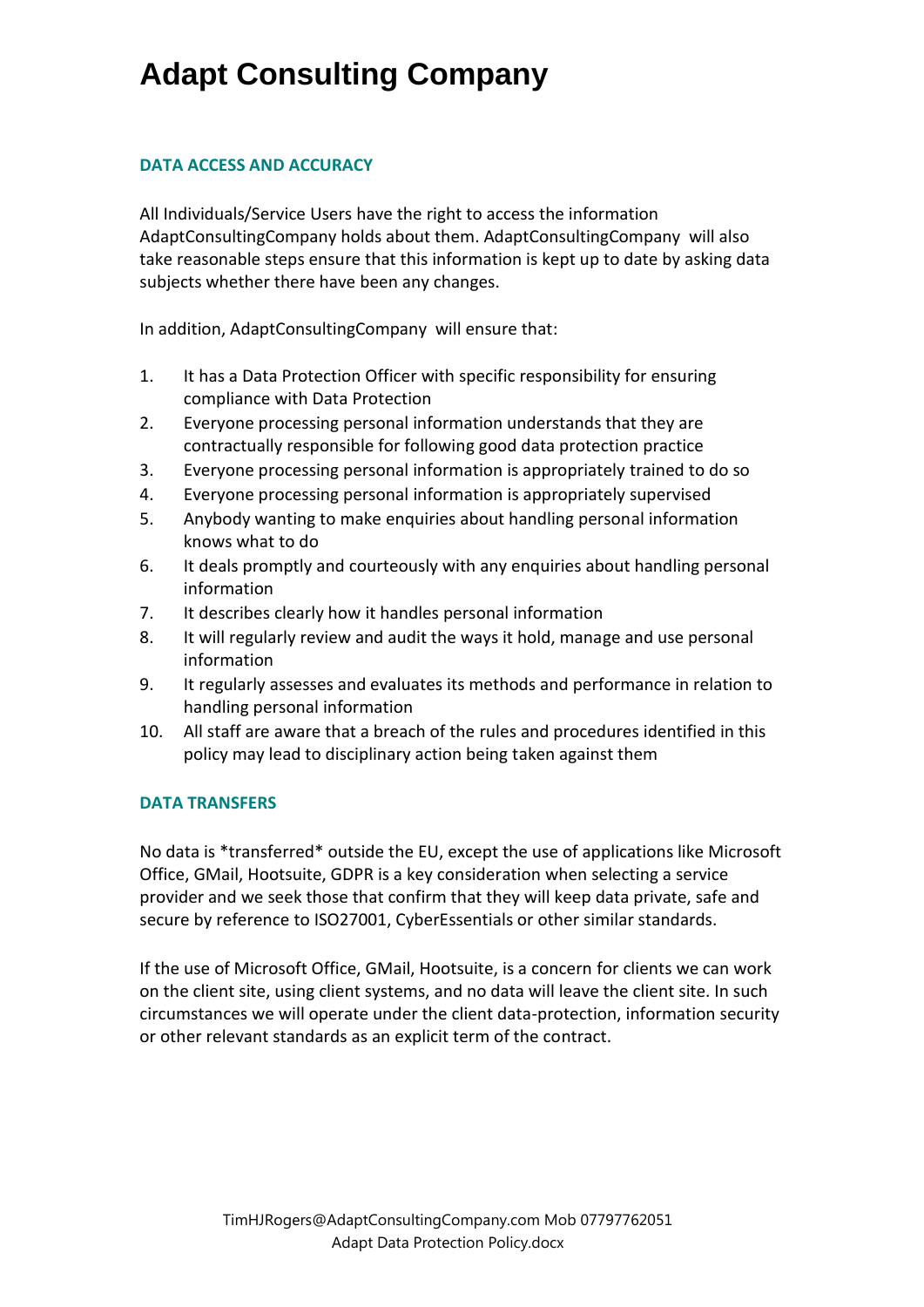# Adapt Consulting Company

### DATA ACCESS AND ACCURACY

All Individuals/Service Users have the right to access the information AdaptConsultingCompany holds about them. AdaptConsultingCompany will also take reasonable steps ensure that this information is kept up to date by asking data subjects whether there have been any changes.

In addition, AdaptConsultingCompany will ensure that:

1. It has a Data Protection Officer with specific responsibility for ensuring compliance with Data Protection
2. Everyone processing personal information understands that they are contractually responsible for following good data protection practice
3. Everyone processing personal information is appropriately trained to do so
4. Everyone processing personal information is appropriately supervised
5. Anybody wanting to make enquiries about handling personal information knows what to do
6. It deals promptly and courteously with any enquiries about handling personal information
7. It describes clearly how it handles personal information
8. It will regularly review and audit the ways it hold, manage and use personal information
9. It regularly assesses and evaluates its methods and performance in relation to handling personal information
10. All staff are aware that a breach of the rules and procedures identified in this policy may lead to disciplinary action being taken against them

### DATA TRANSFERS

No data is *transferred* outside the EU, except the use of applications like Microsoft Office, GMail, Hootsuite, GDPR is a key consideration when selecting a service provider and we seek those that confirm that they will keep data private, safe and secure by reference to ISO27001, CyberEssentials or other similar standards.

If the use of Microsoft Office, GMail, Hootsuite, is a concern for clients we can work on the client site, using client systems, and no data will leave the client site. In such circumstances we will operate under the client data-protection, information security or other relevant standards as an explicit term of the contract.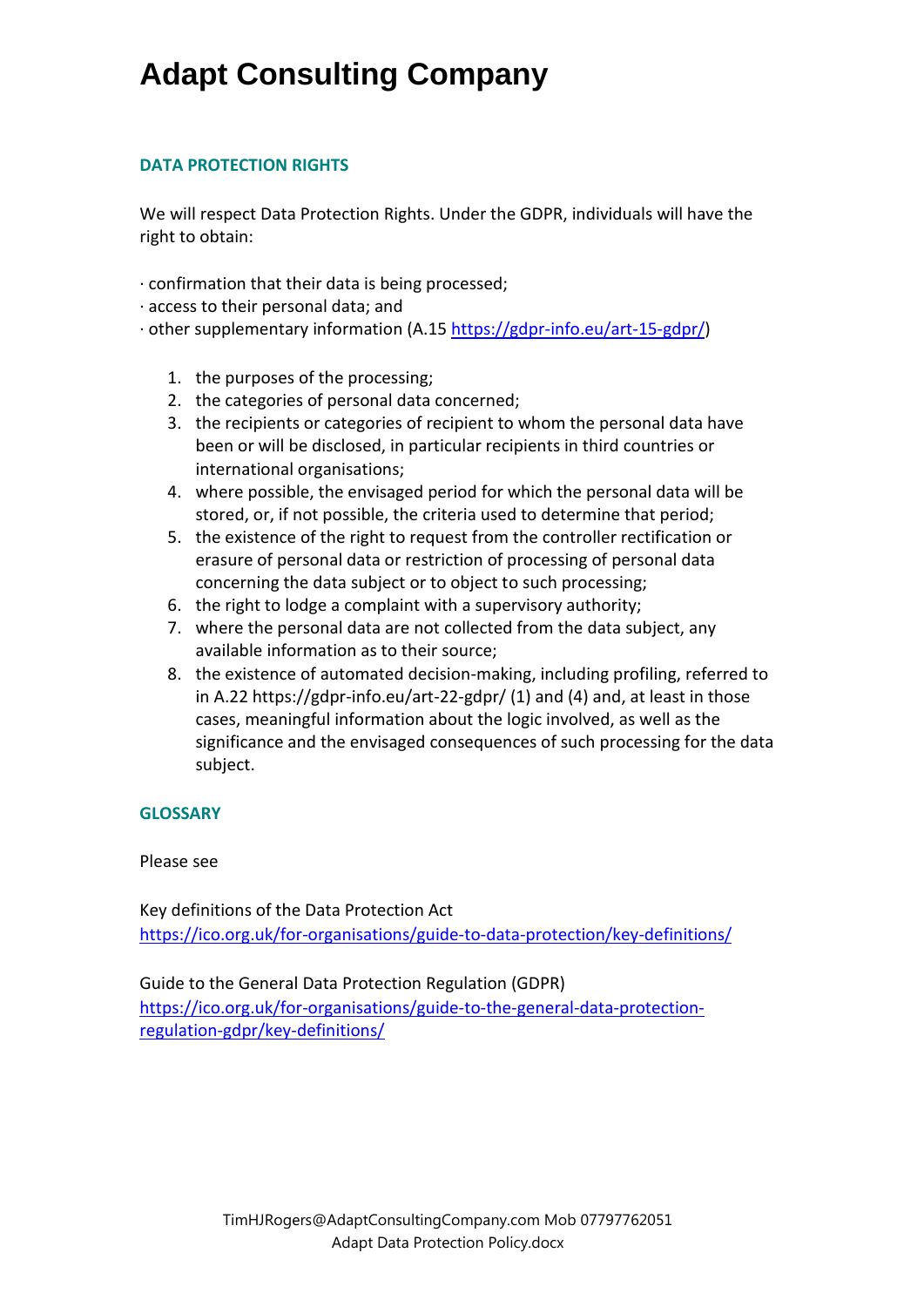# Adapt Consulting Company

### DATA PROTECTION RIGHTS

We will respect Data Protection Rights. Under the GDPR, individuals will have the right to obtain:

· confirmation that their data is being processed;
· access to their personal data; and
· other supplementary information (A.15 https://gdpr-info.eu/art-15-gdpr/)

1. the purposes of the processing;
2. the categories of personal data concerned;
3. the recipients or categories of recipient to whom the personal data have been or will be disclosed, in particular recipients in third countries or international organisations;
4. where possible, the envisaged period for which the personal data will be stored, or, if not possible, the criteria used to determine that period;
5. the existence of the right to request from the controller rectification or erasure of personal data or restriction of processing of personal data concerning the data subject or to object to such processing;
6. the right to lodge a complaint with a supervisory authority;
7. where the personal data are not collected from the data subject, any available information as to their source;
8. the existence of automated decision-making, including profiling, referred to in A.22 https://gdpr-info.eu/art-22-gdpr/ (1) and (4) and, at least in those cases, meaningful information about the logic involved, as well as the significance and the envisaged consequences of such processing for the data subject.

### GLOSSARY

Please see

Key definitions of the Data Protection Act
https://ico.org.uk/for-organisations/guide-to-data-protection/key-definitions/

Guide to the General Data Protection Regulation (GDPR)
https://ico.org.uk/for-organisations/guide-to-the-general-data-protection-regulation-gdpr/key-definitions/